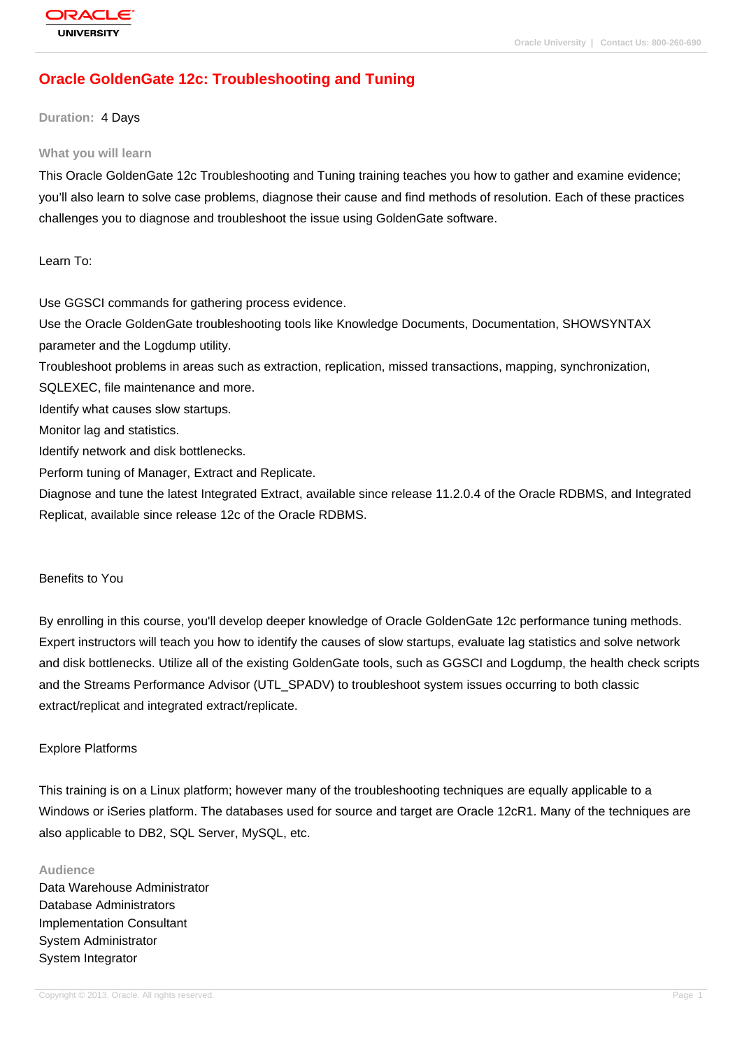# Oracle GoldenGate 12c: Troubleshooting and Tuning

**Duration:** 4 Days

## What you will learn

This Oracle GoldenGate 12c Troubleshooting and Tuning training teaches you how to gather and examine evidence; you'll also learn to solve case problems, diagnose their cause and find methods of resolution. Each of these practices challenges you to diagnose and troubleshoot the issue using GoldenGate software.

Learn To:

Use GGSCI commands for gathering process evidence.
Use the Oracle GoldenGate troubleshooting tools like Knowledge Documents, Documentation, SHOWSYNTAX parameter and the Logdump utility.
Troubleshoot problems in areas such as extraction, replication, missed transactions, mapping, synchronization, SQLEXEC, file maintenance and more.
Identify what causes slow startups.
Monitor lag and statistics.
Identify network and disk bottlenecks.
Perform tuning of Manager, Extract and Replicate.
Diagnose and tune the latest Integrated Extract, available since release 11.2.0.4 of the Oracle RDBMS, and Integrated Replicat, available since release 12c of the Oracle RDBMS.

Benefits to You

By enrolling in this course, you'll develop deeper knowledge of Oracle GoldenGate 12c performance tuning methods. Expert instructors will teach you how to identify the causes of slow startups, evaluate lag statistics and solve network and disk bottlenecks. Utilize all of the existing GoldenGate tools, such as GGSCI and Logdump, the health check scripts and the Streams Performance Advisor (UTL_SPADV) to troubleshoot system issues occurring to both classic extract/replicat and integrated extract/replicate.

Explore Platforms

This training is on a Linux platform; however many of the troubleshooting techniques are equally applicable to a Windows or iSeries platform. The databases used for source and target are Oracle 12cR1. Many of the techniques are also applicable to DB2, SQL Server, MySQL, etc.

## Audience

Data Warehouse Administrator
Database Administrators
Implementation Consultant
System Administrator
System Integrator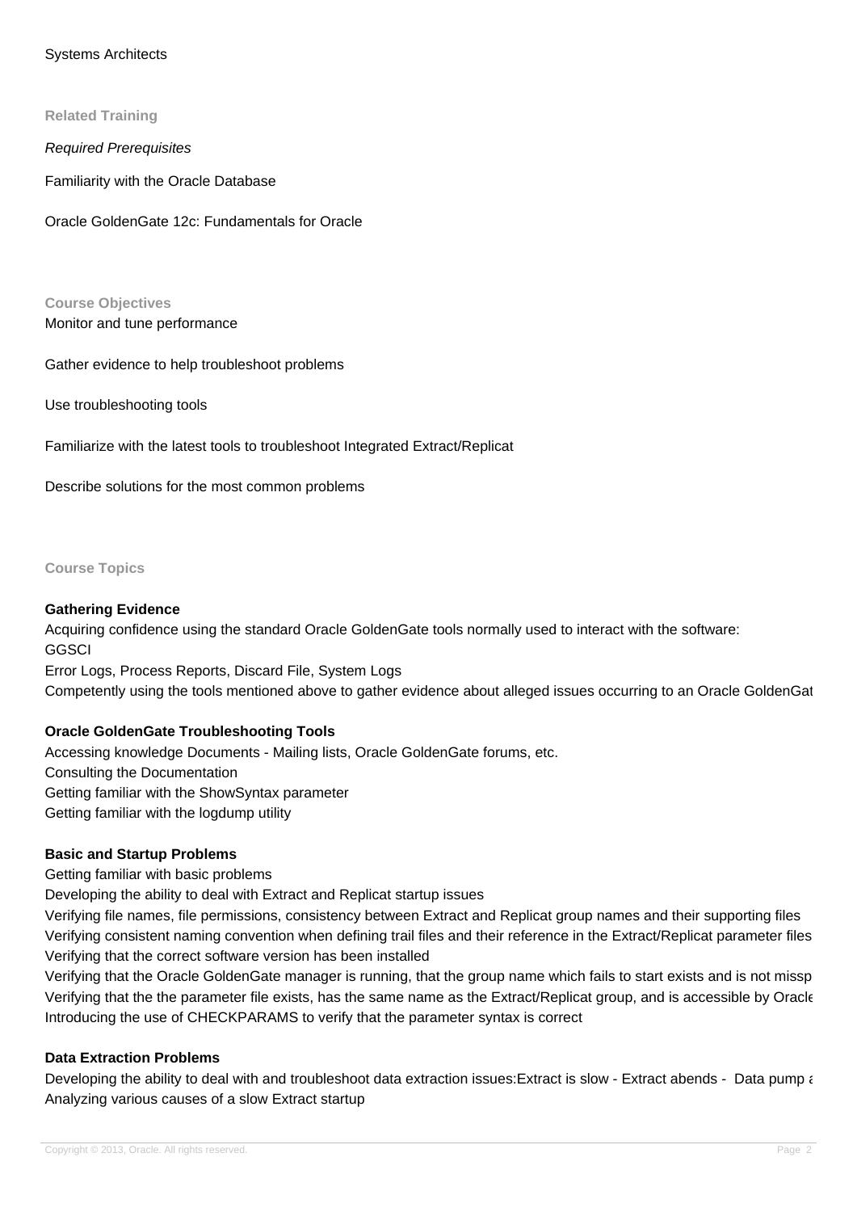Systems Architects

**Related Training**

*Required Prerequisites*

Familiarity with the Oracle Database

Oracle GoldenGate 12c: Fundamentals for Oracle

**Course Objectives**

Monitor and tune performance

Gather evidence to help troubleshoot problems

Use troubleshooting tools

Familiarize with the latest tools to troubleshoot Integrated Extract/Replicat

Describe solutions for the most common problems

**Course Topics**

**Gathering Evidence**

Acquiring confidence using the standard Oracle GoldenGate tools normally used to interact with the software:
GGSCI
Error Logs, Process Reports, Discard File, System Logs
Competently using the tools mentioned above to gather evidence about alleged issues occurring to an Oracle GoldenGat

**Oracle GoldenGate Troubleshooting Tools**

Accessing knowledge Documents - Mailing lists, Oracle GoldenGate forums, etc.
Consulting the Documentation
Getting familiar with the ShowSyntax parameter
Getting familiar with the logdump utility

**Basic and Startup Problems**

Getting familiar with basic problems
Developing the ability to deal with Extract and Replicat startup issues
Verifying file names, file permissions, consistency between Extract and Replicat group names and their supporting files
Verifying consistent naming convention when defining trail files and their reference in the Extract/Replicat parameter files
Verifying that the correct software version has been installed
Verifying that the Oracle GoldenGate manager is running, that the group name which fails to start exists and is not missp
Verifying that the the parameter file exists, has the same name as the Extract/Replicat group, and is accessible by Oracle
Introducing the use of CHECKPARAMS to verify that the parameter syntax is correct

**Data Extraction Problems**

Developing the ability to deal with and troubleshoot data extraction issues:Extract is slow - Extract abends - Data pump a
Analyzing various causes of a slow Extract startup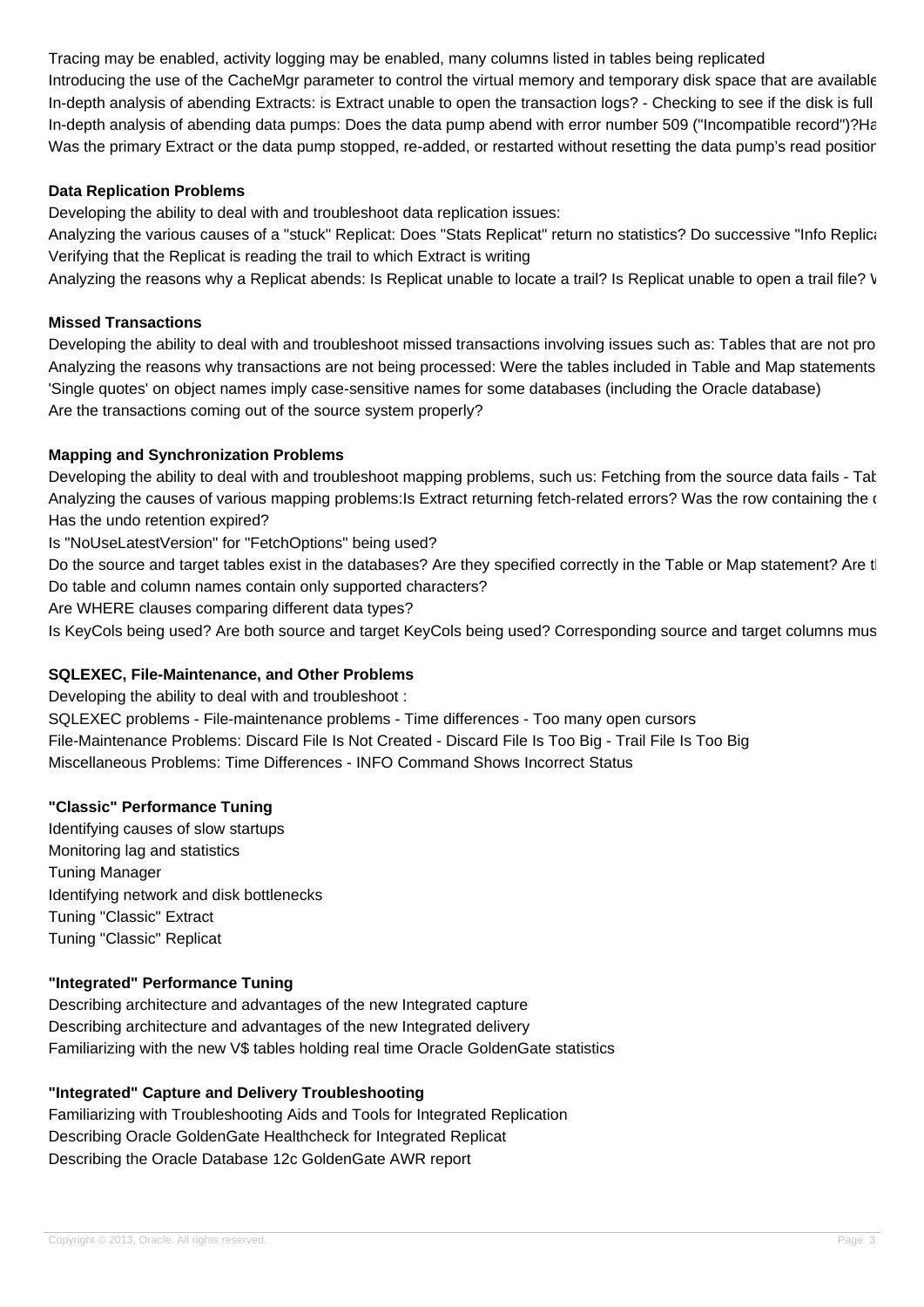Tracing may be enabled, activity logging may be enabled, many columns listed in tables being replicated
Introducing the use of the CacheMgr parameter to control the virtual memory and temporary disk space that are available
In-depth analysis of abending Extracts: is Extract unable to open the transaction logs? - Checking to see if the disk is full
In-depth analysis of abending data pumps: Does the data pump abend with error number 509 ("Incompatible record")?Ha
Was the primary Extract or the data pump stopped, re-added, or restarted without resetting the data pump's read position

**Data Replication Problems**

Developing the ability to deal with and troubleshoot data replication issues:
Analyzing the various causes of a "stuck" Replicat: Does "Stats Replicat" return no statistics? Do successive "Info Replica
Verifying that the Replicat is reading the trail to which Extract is writing
Analyzing the reasons why a Replicat abends: Is Replicat unable to locate a trail? Is Replicat unable to open a trail file? V

**Missed Transactions**

Developing the ability to deal with and troubleshoot missed transactions involving issues such as: Tables that are not pro
Analyzing the reasons why transactions are not being processed: Were the tables included in Table and Map statements
'Single quotes' on object names imply case-sensitive names for some databases (including the Oracle database)
Are the transactions coming out of the source system properly?

**Mapping and Synchronization Problems**

Developing the ability to deal with and troubleshoot mapping problems, such us: Fetching from the source data fails - Tab
Analyzing the causes of various mapping problems:Is Extract returning fetch-related errors? Was the row containing the d
Has the undo retention expired?
Is "NoUseLatestVersion" for "FetchOptions" being used?
Do the source and target tables exist in the databases? Are they specified correctly in the Table or Map statement? Are th
Do table and column names contain only supported characters?
Are WHERE clauses comparing different data types?
Is KeyCols being used? Are both source and target KeyCols being used? Corresponding source and target columns mus

**SQLEXEC, File-Maintenance, and Other Problems**

Developing the ability to deal with and troubleshoot :
SQLEXEC problems - File-maintenance problems - Time differences - Too many open cursors
File-Maintenance Problems: Discard File Is Not Created - Discard File Is Too Big - Trail File Is Too Big
Miscellaneous Problems: Time Differences - INFO Command Shows Incorrect Status

**"Classic" Performance Tuning**

Identifying causes of slow startups
Monitoring lag and statistics
Tuning Manager
Identifying network and disk bottlenecks
Tuning "Classic" Extract
Tuning "Classic" Replicat

**"Integrated" Performance Tuning**

Describing architecture and advantages of the new Integrated capture
Describing architecture and advantages of the new Integrated delivery
Familiarizing with the new V$ tables holding real time Oracle GoldenGate statistics

**"Integrated" Capture and Delivery Troubleshooting**

Familiarizing with Troubleshooting Aids and Tools for Integrated Replication
Describing Oracle GoldenGate Healthcheck for Integrated Replicat
Describing the Oracle Database 12c GoldenGate AWR report